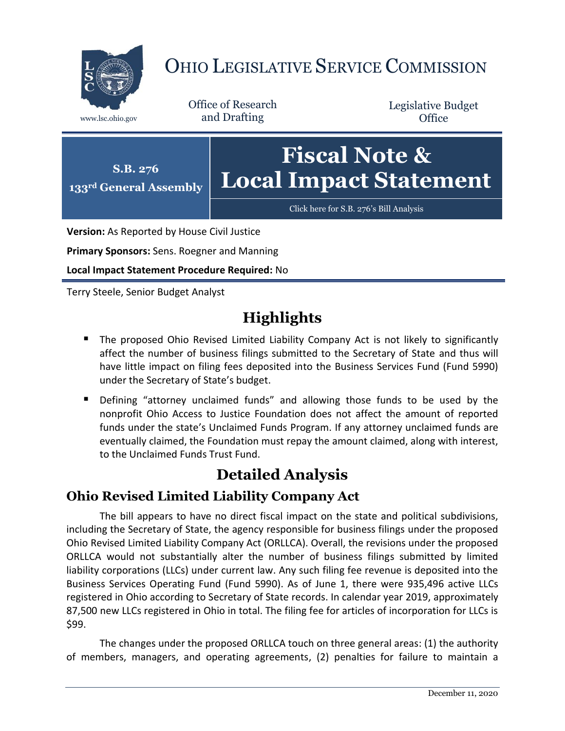# OHIO LEGISLATIVE SERVICE COMMISSION

www.lsc.ohio.gov

Office of Research and Drafting

Legislative Budget Office

**S.B. 276**
**133rd General Assembly**

# Fiscal Note & Local Impact Statement

Click here for S.B. 276's Bill Analysis

**Version:** As Reported by House Civil Justice

**Primary Sponsors:** Sens. Roegner and Manning

**Local Impact Statement Procedure Required:** No

Terry Steele, Senior Budget Analyst

## Highlights

- The proposed Ohio Revised Limited Liability Company Act is not likely to significantly affect the number of business filings submitted to the Secretary of State and thus will have little impact on filing fees deposited into the Business Services Fund (Fund 5990) under the Secretary of State's budget.
- Defining "attorney unclaimed funds" and allowing those funds to be used by the nonprofit Ohio Access to Justice Foundation does not affect the amount of reported funds under the state's Unclaimed Funds Program. If any attorney unclaimed funds are eventually claimed, the Foundation must repay the amount claimed, along with interest, to the Unclaimed Funds Trust Fund.

## Detailed Analysis

### Ohio Revised Limited Liability Company Act

The bill appears to have no direct fiscal impact on the state and political subdivisions, including the Secretary of State, the agency responsible for business filings under the proposed Ohio Revised Limited Liability Company Act (ORLLCA). Overall, the revisions under the proposed ORLLCA would not substantially alter the number of business filings submitted by limited liability corporations (LLCs) under current law. Any such filing fee revenue is deposited into the Business Services Operating Fund (Fund 5990). As of June 1, there were 935,496 active LLCs registered in Ohio according to Secretary of State records. In calendar year 2019, approximately 87,500 new LLCs registered in Ohio in total. The filing fee for articles of incorporation for LLCs is $99.

The changes under the proposed ORLLCA touch on three general areas: (1) the authority of members, managers, and operating agreements, (2) penalties for failure to maintain a

December 11, 2020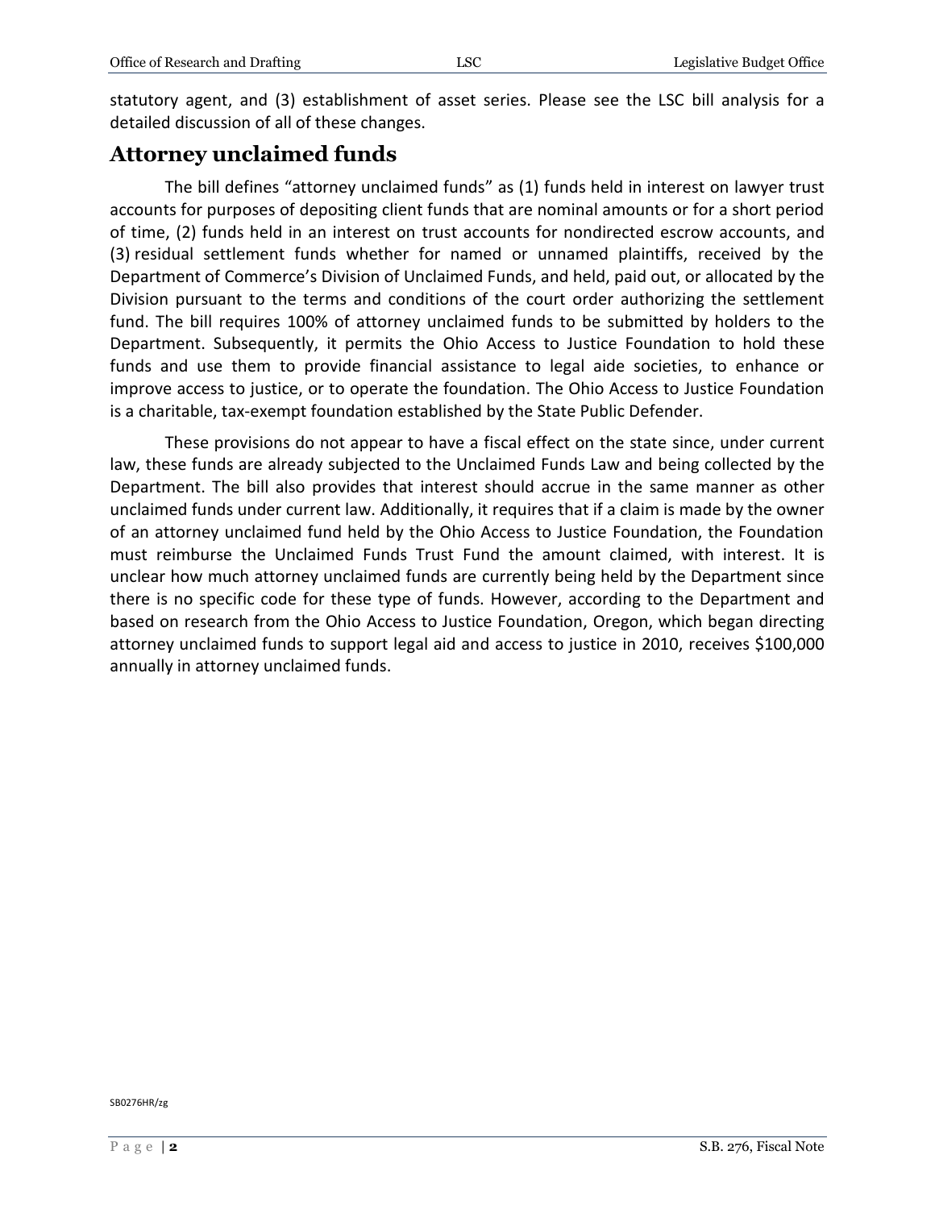statutory agent, and (3) establishment of asset series. Please see the LSC bill analysis for a detailed discussion of all of these changes.

## Attorney unclaimed funds

The bill defines "attorney unclaimed funds" as (1) funds held in interest on lawyer trust accounts for purposes of depositing client funds that are nominal amounts or for a short period of time, (2) funds held in an interest on trust accounts for nondirected escrow accounts, and (3) residual settlement funds whether for named or unnamed plaintiffs, received by the Department of Commerce's Division of Unclaimed Funds, and held, paid out, or allocated by the Division pursuant to the terms and conditions of the court order authorizing the settlement fund. The bill requires 100% of attorney unclaimed funds to be submitted by holders to the Department. Subsequently, it permits the Ohio Access to Justice Foundation to hold these funds and use them to provide financial assistance to legal aide societies, to enhance or improve access to justice, or to operate the foundation. The Ohio Access to Justice Foundation is a charitable, tax-exempt foundation established by the State Public Defender.

These provisions do not appear to have a fiscal effect on the state since, under current law, these funds are already subjected to the Unclaimed Funds Law and being collected by the Department. The bill also provides that interest should accrue in the same manner as other unclaimed funds under current law. Additionally, it requires that if a claim is made by the owner of an attorney unclaimed fund held by the Ohio Access to Justice Foundation, the Foundation must reimburse the Unclaimed Funds Trust Fund the amount claimed, with interest. It is unclear how much attorney unclaimed funds are currently being held by the Department since there is no specific code for these type of funds. However, according to the Department and based on research from the Ohio Access to Justice Foundation, Oregon, which began directing attorney unclaimed funds to support legal aid and access to justice in 2010, receives $100,000 annually in attorney unclaimed funds.

SB0276HR/zg